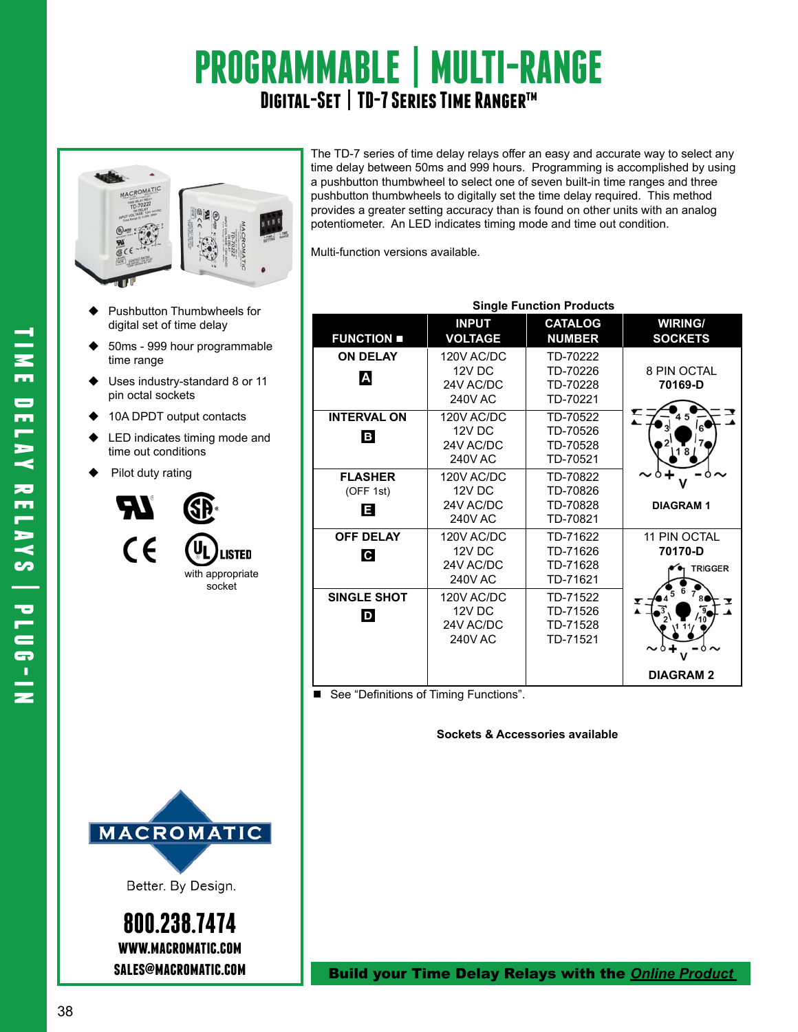# PROGRAMMABLE | MULTI-RANGE

## DIGITAL-SET | TD-7 SERIES TIME RANGER™

The TD-7 series of time delay relays offer an easy and accurate way to select any time delay between 50ms and 999 hours. Programming is accomplished by using a pushbutton thumbwheel to select one of seven built-in time ranges and three pushbutton thumbwheels to digitally set the time delay required. This method provides a greater setting accuracy than is found on other units with an analog potentiometer. An LED indicates timing mode and time out condition.

Multi-function versions available.

- Pushbutton Thumbwheels for digital set of time delay
- 50ms - 999 hour programmable time range
- Uses industry-standard 8 or 11 pin octal sockets
- 10A DPDT output contacts
- LED indicates timing mode and time out conditions
- Pilot duty rating

with appropriate socket

**Single Function Products**

| FUNCTION ■ | INPUT VOLTAGE | CATALOG NUMBER | WIRING/ SOCKETS |
|---|---|---|---|
| **ON DELAY** A | 120V AC/DC<br>12V DC<br>24V AC/DC<br>240V AC | TD-70222<br>TD-70226<br>TD-70228<br>TD-70221 | 8 PIN OCTAL **70169-D** |
| **INTERVAL ON** B | 120V AC/DC<br>12V DC<br>24V AC/DC<br>240V AC | TD-70522<br>TD-70526<br>TD-70528<br>TD-70521 | **DIAGRAM 1** |
| **FLASHER** (OFF 1st) E | 120V AC/DC<br>12V DC<br>24V AC/DC<br>240V AC | TD-70822<br>TD-70826<br>TD-70828<br>TD-70821 | |
| **OFF DELAY** C | 120V AC/DC<br>12V DC<br>24V AC/DC<br>240V AC | TD-71622<br>TD-71626<br>TD-71628<br>TD-71621 | 11 PIN OCTAL **70170-D** |
| **SINGLE SHOT** D | 120V AC/DC<br>12V DC<br>24V AC/DC<br>240V AC | TD-71522<br>TD-71526<br>TD-71528<br>TD-71521 | **DIAGRAM 2** |

■ See "Definitions of Timing Functions".

**Sockets & Accessories available**

MACROMATIC

Better. By Design.

**800.238.7474**

**WWW.MACROMATIC.COM**

**SALES@MACROMATIC.COM**

**Build your Time Delay Relays with the *Online Product***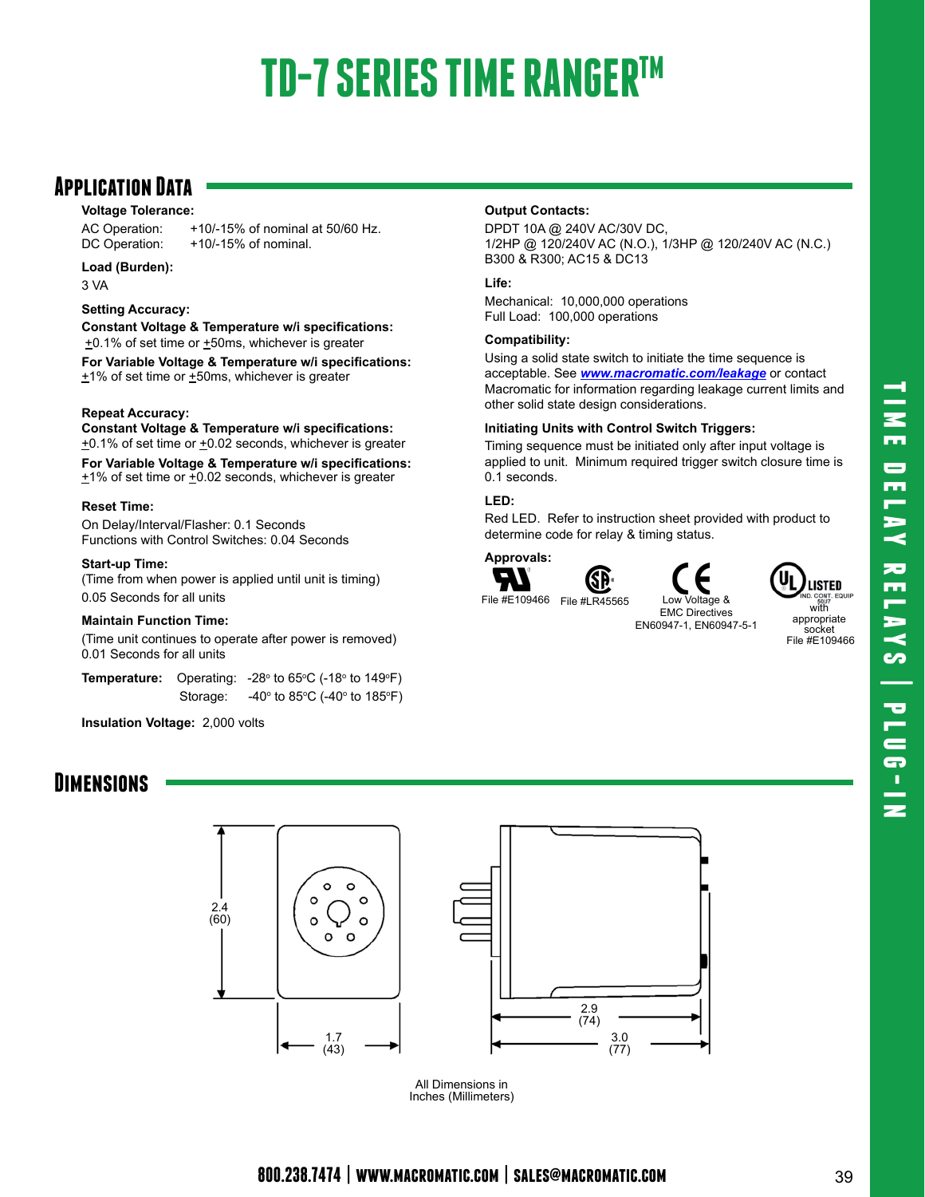# TD-7 SERIES TIME RANGER™

## Application Data

**Voltage Tolerance:**

AC Operation: +10/-15% of nominal at 50/60 Hz.
DC Operation: +10/-15% of nominal.

**Load (Burden):**

3 VA

**Setting Accuracy:**

**Constant Voltage & Temperature w/i specifications:**
±0.1% of set time or ±50ms, whichever is greater

**For Variable Voltage & Temperature w/i specifications:**
±1% of set time or ±50ms, whichever is greater

**Repeat Accuracy:**

**Constant Voltage & Temperature w/i specifications:**
±0.1% of set time or ±0.02 seconds, whichever is greater

**For Variable Voltage & Temperature w/i specifications:**
±1% of set time or ±0.02 seconds, whichever is greater

**Reset Time:**

On Delay/Interval/Flasher: 0.1 Seconds
Functions with Control Switches: 0.04 Seconds

**Start-up Time:**
(Time from when power is applied until unit is timing)
0.05 Seconds for all units

**Maintain Function Time:**

(Time unit continues to operate after power is removed)
0.01 Seconds for all units

**Temperature:** Operating: -28° to 65°C (-18° to 149°F)
Storage: -40° to 85°C (-40° to 185°F)

**Insulation Voltage:** 2,000 volts

**Output Contacts:**

DPDT 10A @ 240V AC/30V DC,
1/2HP @ 120/240V AC (N.O.), 1/3HP @ 120/240V AC (N.C.)
B300 & R300; AC15 & DC13

**Life:**

Mechanical: 10,000,000 operations
Full Load: 100,000 operations

**Compatibility:**

Using a solid state switch to initiate the time sequence is acceptable. See ***www.macromatic.com/leakage*** or contact Macromatic for information regarding leakage current limits and other solid state design considerations.

**Initiating Units with Control Switch Triggers:**

Timing sequence must be initiated only after input voltage is applied to unit. Minimum required trigger switch closure time is 0.1 seconds.

**LED:**

Red LED. Refer to instruction sheet provided with product to determine code for relay & timing status.

**Approvals:**

File #E109466

File #LR45565

Low Voltage & EMC Directives EN60947-1, EN60947-5-1

LISTED IND. CONT. EQUIP with appropriate socket File #E109466

## Dimensions

2.4 (60)

1.7 (43)

2.9 (74)

3.0 (77)

All Dimensions in Inches (Millimeters)